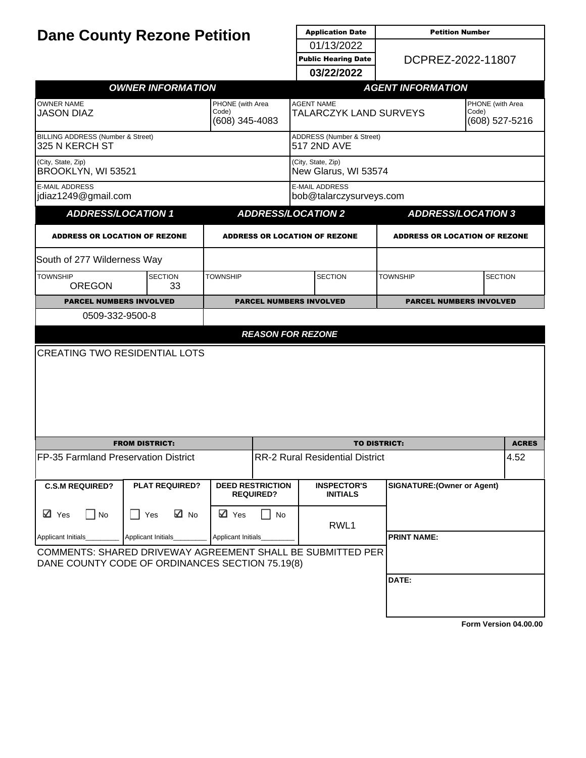# Dane County Rezone Petition

| Application Date | Petition Number |
|---|---|
| 01/13/2022 | DCPREZ-2022-11807 |
| **Public Hearing Date** | |
| **03/22/2022** | |

## OWNER INFORMATION

| OWNER NAME | PHONE (with Area Code) |
|---|---|
| JASON DIAZ | (608) 345-4083 |

BILLING ADDRESS (Number & Street): 325 N KERCH ST

(City, State, Zip): BROOKLYN, WI 53521

E-MAIL ADDRESS: jdiaz1249@gmail.com

## AGENT INFORMATION

| AGENT NAME | PHONE (with Area Code) |
|---|---|
| TALARCZYK LAND SURVEYS | (608) 527-5216 |

ADDRESS (Number & Street): 517 2ND AVE

(City, State, Zip): New Glarus, WI 53574

E-MAIL ADDRESS: bob@talarczysurveys.com

## ADDRESS/LOCATION

| | ADDRESS/LOCATION 1 | ADDRESS/LOCATION 2 | ADDRESS/LOCATION 3 |
|---|---|---|---|
| ADDRESS OR LOCATION OF REZONE | South of 277 Wilderness Way | | |
| TOWNSHIP | OREGON | | |
| SECTION | 33 | | |
| PARCEL NUMBERS INVOLVED | 0509-332-9500-8 | | |

## REASON FOR REZONE

CREATING TWO RESIDENTIAL LOTS

| FROM DISTRICT: | TO DISTRICT: | ACRES |
|---|---|---|
| FP-35 Farmland Preservation District | RR-2 Rural Residential District | 4.52 |

| C.S.M REQUIRED? | PLAT REQUIRED? | DEED RESTRICTION REQUIRED? | INSPECTOR'S INITIALS | SIGNATURE:(Owner or Agent) |
|---|---|---|---|---|
| ☑ Yes ☐ No | ☐ Yes ☑ No | ☑ Yes ☐ No | RWL1 | |
| Applicant Initials_________ | Applicant Initials_________ | Applicant Initials_________ | | PRINT NAME: |
| | | | | DATE: |

COMMENTS: SHARED DRIVEWAY AGREEMENT SHALL BE SUBMITTED PER DANE COUNTY CODE OF ORDINANCES SECTION 75.19(8)

Form Version 04.00.00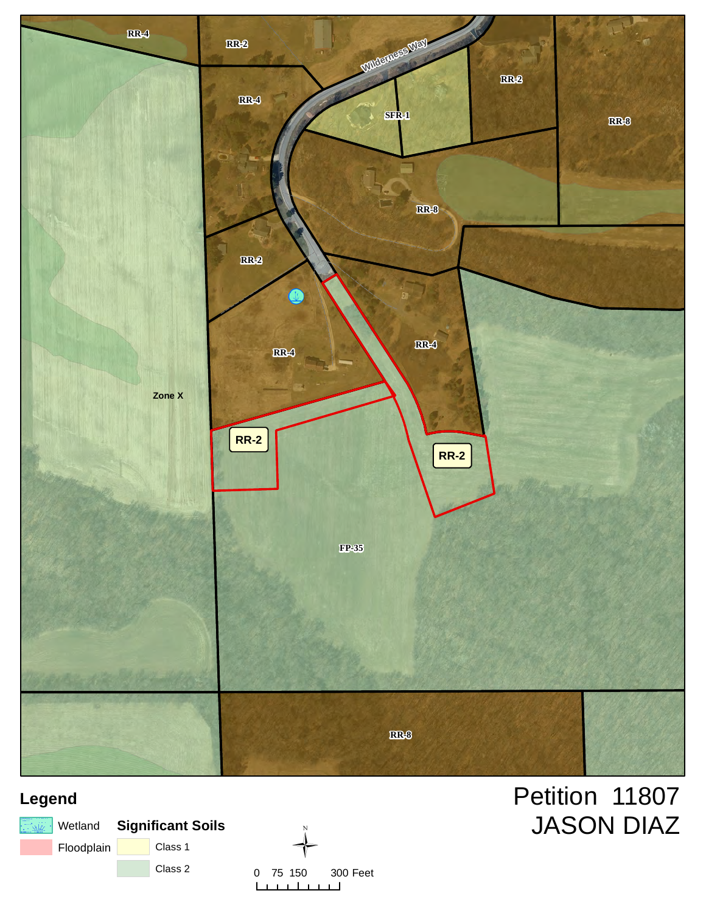# Petition 11807

## JASON DIAZ

RR-4

RR-2

RR-4

Wilderness Way

SFR-1

RR-2

RR-8

RR-8

RR-2

RR-4

RR-4

Zone X

RR-2

RR-2

FP-35

RR-8

## Legend

- Wetland
- Floodplain

**Significant Soils**

- Class 1
- Class 2

N

0 75 150 300 Feet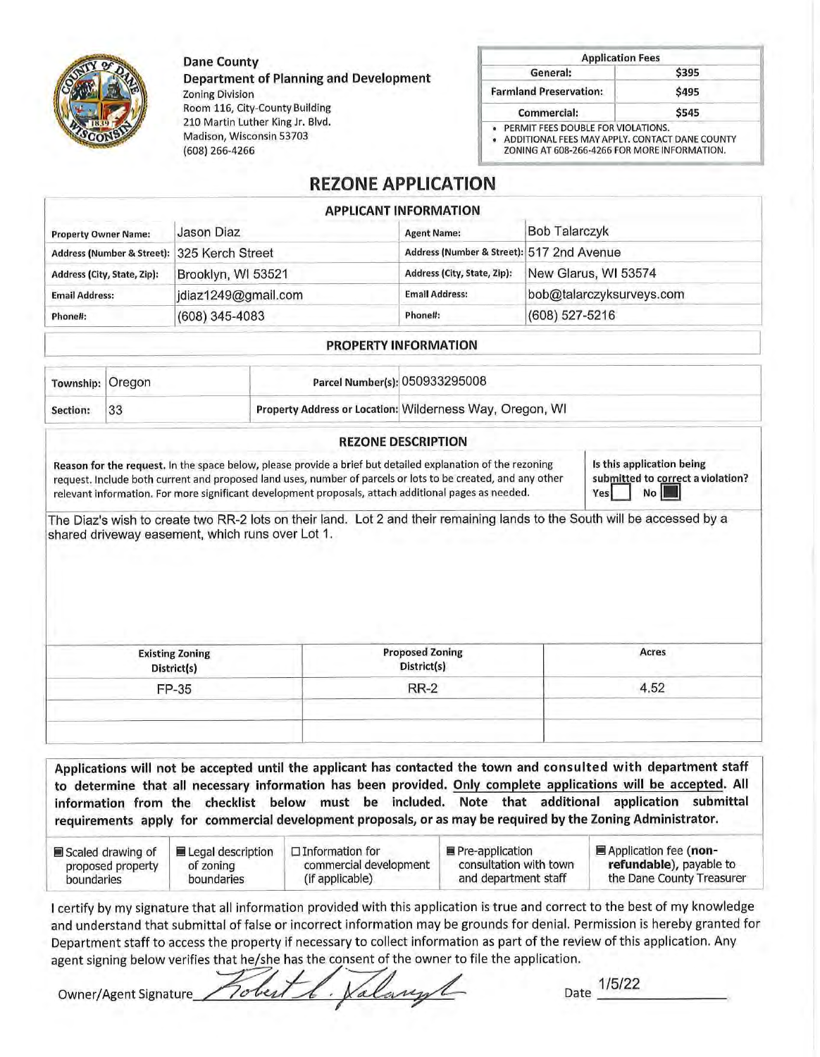**Dane County**
**Department of Planning and Development**
Zoning Division
Room 116, City-County Building
210 Martin Luther King Jr. Blvd.
Madison, Wisconsin 53703
(608) 266-4266

| Application Fees | |
|---|---|
| General: | $395 |
| Farmland Preservation: | $495 |
| Commercial: | $545 |

- PERMIT FEES DOUBLE FOR VIOLATIONS.
- ADDITIONAL FEES MAY APPLY. CONTACT DANE COUNTY ZONING AT 608-266-4266 FOR MORE INFORMATION.

# REZONE APPLICATION

## APPLICANT INFORMATION

| | | | |
|---|---|---|---|
| **Property Owner Name:** | Jason Diaz | **Agent Name:** | Bob Talarczyk |
| **Address (Number & Street):** | 325 Kerch Street | **Address (Number & Street):** | 517 2nd Avenue |
| **Address (City, State, Zip):** | Brooklyn, WI 53521 | **Address (City, State, Zip):** | New Glarus, WI 53574 |
| **Email Address:** | jdiaz1249@gmail.com | **Email Address:** | bob@talarczyksurveys.com |
| **Phone#:** | (608) 345-4083 | **Phone#:** | (608) 527-5216 |

## PROPERTY INFORMATION

| | | | |
|---|---|---|---|
| **Township:** | Oregon | **Parcel Number(s):** | 050933295008 |
| **Section:** | 33 | **Property Address or Location:** | Wilderness Way, Oregon, WI |

## REZONE DESCRIPTION

**Reason for the request.** In the space below, please provide a brief but detailed explanation of the rezoning request. Include both current and proposed land uses, number of parcels or lots to be created, and any other relevant information. For more significant development proposals, attach additional pages as needed.

**Is this application being submitted to correct a violation?** Yes ☐ No ☒

The Diaz's wish to create two RR-2 lots on their land. Lot 2 and their remaining lands to the South will be accessed by a shared driveway easement, which runs over Lot 1.

| Existing Zoning District(s) | Proposed Zoning District(s) | Acres |
|---|---|---|
| FP-35 | RR-2 | 4.52 |
| | | |
| | | |

**Applications will not be accepted until the applicant has contacted the town and consulted with department staff to determine that all necessary information has been provided. Only complete applications will be accepted. All information from the checklist below must be included. Note that additional application submittal requirements apply for commercial development proposals, or as may be required by the Zoning Administrator.**

| | | | | |
|---|---|---|---|---|
| ☒ Scaled drawing of proposed property boundaries | ☒ Legal description of zoning boundaries | ☐ Information for commercial development (if applicable) | ☒ Pre-application consultation with town and department staff | ☒ Application fee (**non-refundable**), payable to the Dane County Treasurer |

I certify by my signature that all information provided with this application is true and correct to the best of my knowledge and understand that submittal of false or incorrect information may be grounds for denial. Permission is hereby granted for Department staff to access the property if necessary to collect information as part of the review of this application. Any agent signing below verifies that he/she has the consent of the owner to file the application.

Owner/Agent Signature *Robert L. Talarczyk* Date 1/5/22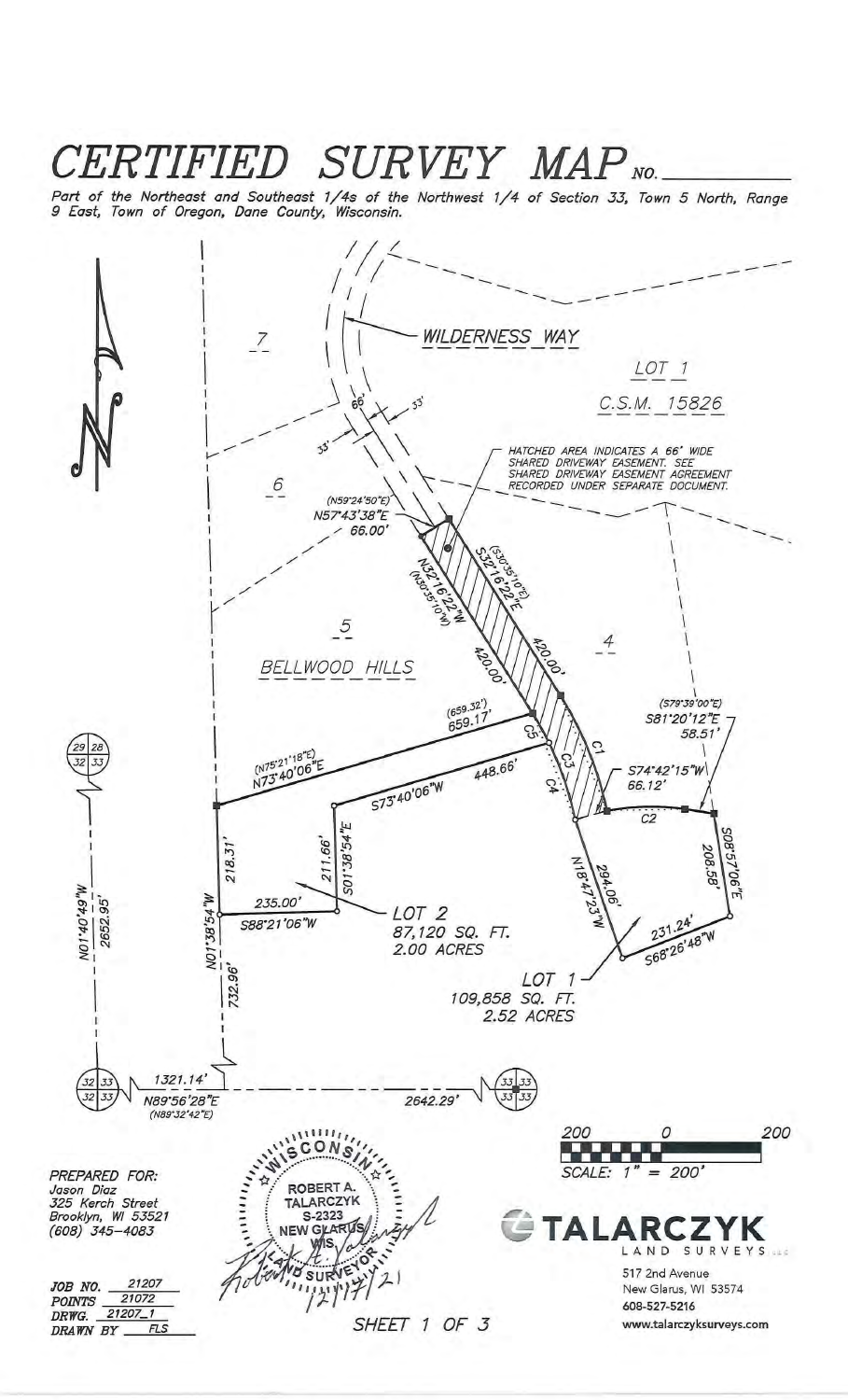# CERTIFIED SURVEY MAP NO. \_\_\_\_\_\_\_\_

*Part of the Northeast and Southeast 1/4s of the Northwest 1/4 of Section 33, Town 5 North, Range 9 East, Town of Oregon, Dane County, Wisconsin.*

WILDERNESS WAY

LOT 1
C.S.M. 15826

7

6

5

BELLWOOD HILLS

4

66'
33'
33'

HATCHED AREA INDICATES A 66' WIDE SHARED DRIVEWAY EASEMENT. SEE SHARED DRIVEWAY EASEMENT AGREEMENT RECORDED UNDER SEPARATE DOCUMENT.

(N59°24'50"E)
N57°43'38"E
66.00'

N32°16'22"W (N30°35'10"W) 420.00'

S32°16'22"E (S30°35'10"E) 420.00'

(659.32')
659.17'

(N75°21'18"E)
N73°40'06"E

S73°40'06"W 448.66'

C1
C2
C3
C4
C5

(S79°39'00"E)
S81°20'12"E
58.51'

S74°42'15"W
66.12'

S08°57'06"E
208.58'

N18°47'23"W
294.06'

231.24'
S68°26'48"W

218.31'

211.66'
S01°38'54"E

235.00'
S88°21'06"W

N01°38'54"W
732.96'

N01°40'49"W
2652.95'

LOT 2
87,120 SQ. FT.
2.00 ACRES

LOT 1
109,858 SQ. FT.
2.52 ACRES

29 28 / 32 33

32 33 / 32 33

1321.14'
N89°56'28"E
(N89°32'42"E)

2642.29'

33 33 / 33 33

200 0 200
SCALE: 1" = 200'

PREPARED FOR:
Jason Diaz
325 Kerch Street
Brooklyn, WI 53521
(608) 345-4083

WISCONSIN
ROBERT A. TALARCZYK
S-2323
NEW GLARUS, WIS.
LAND SURVEYOR

12/17/21

TALARCZYK LAND SURVEYS LLC
517 2nd Avenue
New Glarus, WI 53574
608-527-5216
www.talarczyksurveys.com

JOB NO. 21207
POINTS 21072
DRWG. 21207_1
DRAWN BY FLS

SHEET 1 OF 3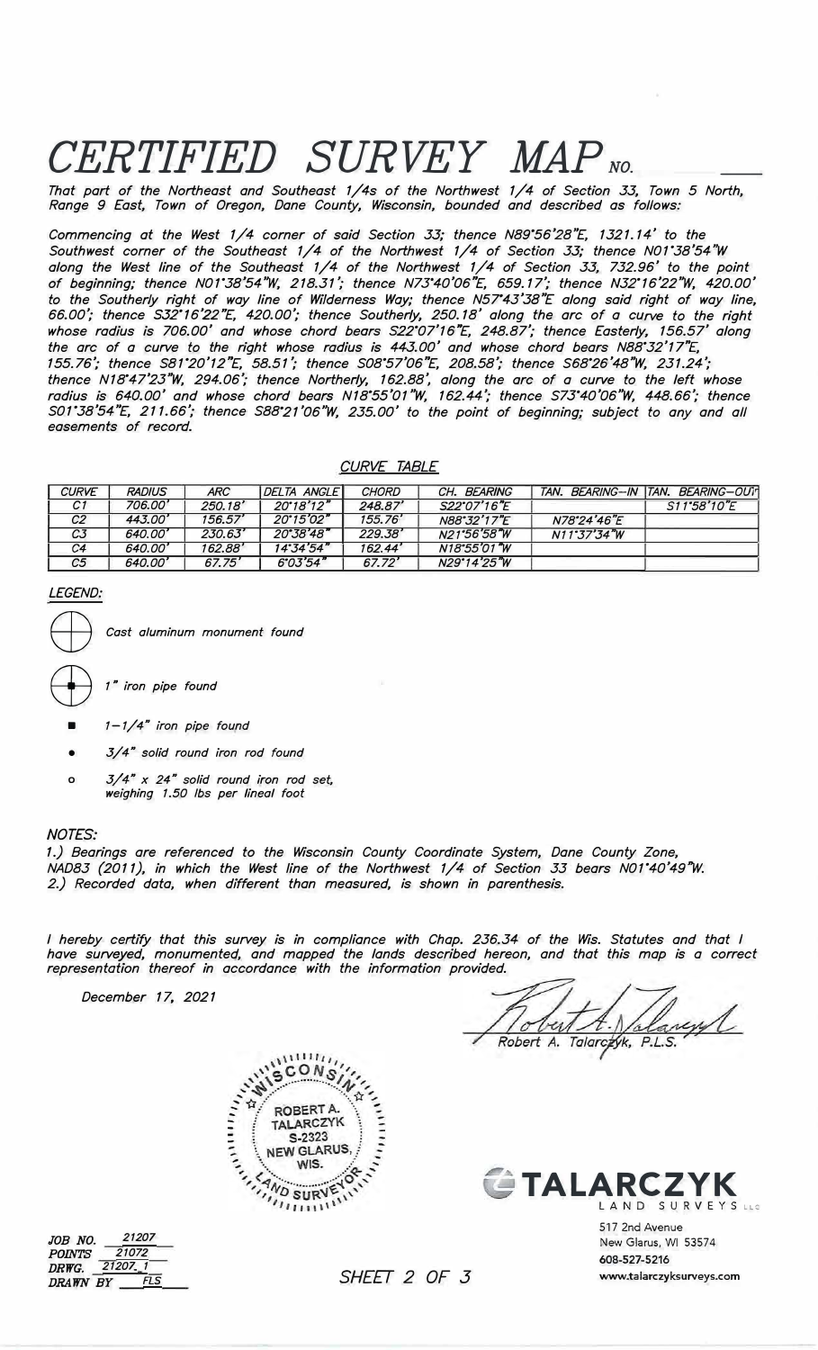# CERTIFIED SURVEY MAP NO. ____

*That part of the Northeast and Southeast 1/4s of the Northwest 1/4 of Section 33, Town 5 North, Range 9 East, Town of Oregon, Dane County, Wisconsin, bounded and described as follows:*

*Commencing at the West 1/4 corner of said Section 33; thence N89°56'28"E, 1321.14' to the Southwest corner of the Southeast 1/4 of the Northwest 1/4 of Section 33; thence N01°38'54"W along the West line of the Southeast 1/4 of the Northwest 1/4 of Section 33, 732.96' to the point of beginning; thence N01°38'54"W, 218.31'; thence N73°40'06"E, 659.17'; thence N32°16'22"W, 420.00' to the Southerly right of way line of Wilderness Way; thence N57°43'38"E along said right of way line, 66.00'; thence S32°16'22"E, 420.00'; thence Southerly, 250.18' along the arc of a curve to the right whose radius is 706.00' and whose chord bears S22°07'16"E, 248.87'; thence Easterly, 156.57' along the arc of a curve to the right whose radius is 443.00' and whose chord bears N88°32'17"E, 155.76'; thence S81°20'12"E, 58.51'; thence S08°57'06"E, 208.58'; thence S68°26'48"W, 231.24'; thence N18°47'23"W, 294.06'; thence Northerly, 162.88', along the arc of a curve to the left whose radius is 640.00' and whose chord bears N18°55'01"W, 162.44'; thence S73°40'06"W, 448.66'; thence S01°38'54"E, 211.66'; thence S88°21'06"W, 235.00' to the point of beginning; subject to any and all easements of record.*

### CURVE TABLE

| CURVE | RADIUS | ARC | DELTA ANGLE | CHORD | CH. BEARING | TAN. BEARING-IN | TAN. BEARING-OUT |
|---|---|---|---|---|---|---|---|
| C1 | 706.00' | 250.18' | 20°18'12" | 248.87' | S22°07'16"E | | S11°58'10"E |
| C2 | 443.00' | 156.57' | 20°15'02" | 155.76' | N88°32'17"E | N78°24'46"E | |
| C3 | 640.00' | 230.63' | 20°38'48" | 229.38' | N21°56'58"W | N11°37'34"W | |
| C4 | 640.00' | 162.88' | 14°34'54" | 162.44' | N18°55'01"W | | |
| C5 | 640.00' | 67.75' | 6°03'54" | 67.72' | N29°14'25"W | | |

### LEGEND:

- Cast aluminum monument found
- 1" iron pipe found
- ■ 1-1/4" iron pipe found
- • 3/4" solid round iron rod found
- o 3/4" x 24" solid round iron rod set, weighing 1.50 lbs per lineal foot

### NOTES:

1.) Bearings are referenced to the Wisconsin County Coordinate System, Dane County Zone, NAD83 (2011), in which the West line of the Northwest 1/4 of Section 33 bears N01°40'49"W.
2.) Recorded data, when different than measured, is shown in parenthesis.

*I hereby certify that this survey is in compliance with Chap. 236.34 of the Wis. Statutes and that I have surveyed, monumented, and mapped the lands described hereon, and that this map is a correct representation thereof in accordance with the information provided.*

December 17, 2021

Robert A. Talarczyk, P.L.S.

WISCONSIN — ROBERT A. TALARCZYK S-2323 NEW GLARUS, WIS. — LAND SURVEYOR

TALARCZYK LAND SURVEYS LLC
517 2nd Avenue
New Glarus, WI 53574
608-527-5216
www.talarczyksurveys.com

JOB NO. 21207
POINTS 21072
DRWG. 21207_1
DRAWN BY FLS

SHEET 2 OF 3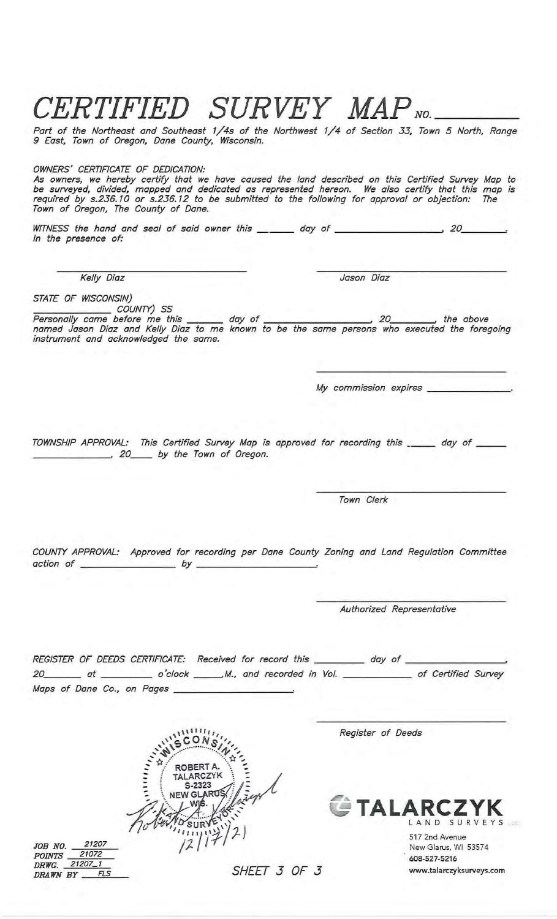# *CERTIFIED SURVEY MAP* *NO.* ________

*Part of the Northeast and Southeast 1/4s of the Northwest 1/4 of Section 33, Town 5 North, Range 9 East, Town of Oregon, Dane County, Wisconsin.*

*OWNERS' CERTIFICATE OF DEDICATION:*
*As owners, we hereby certify that we have caused the land described on this Certified Survey Map to be surveyed, divided, mapped and dedicated as represented hereon. We also certify that this map is required by s.236.10 or s.236.12 to be submitted to the following for approval or objection: The Town of Oregon, The County of Dane.*

*WITNESS the hand and seal of said owner this ______ day of __________________, 20________.*
*In the presence of:*

______________________________
*Kelly Diaz*

______________________________
*Jason Diaz*

*STATE OF WISCONSIN)*
*______________ COUNTY) SS*
*Personally came before me this ______ day of __________________, 20________, the above named Jason Diaz and Kelly Diaz to me known to be the same persons who executed the foregoing instrument and acknowledged the same.*

______________________________
*My commission expires ______________.*

*TOWNSHIP APPROVAL: This Certified Survey Map is approved for recording this _____ day of _____ ______________, 20____ by the Town of Oregon.*

______________________________
*Town Clerk*

*COUNTY APPROVAL: Approved for recording per Dane County Zoning and Land Regulation Committee action of ________________ by ____________________.*

______________________________
*Authorized Representative*

*REGISTER OF DEEDS CERTIFICATE: Received for record this _________ day of _________________, 20_______ at _________ o'clock _____.M., and recorded in Vol. ____________ of Certified Survey Maps of Dane Co., on Pages ______________________.*

______________________________
*Register of Deeds*

WISCONSIN
ROBERT A. TALARCZYK
S-2323
NEW GLARUS, WIS.
LAND SURVEYOR
12/17/21

*JOB NO.* 21207
*POINTS* 21072
*DRWG.* 21207_1
*DRAWN BY* FLS

**TALARCZYK**
LAND SURVEYS LLC
517 2nd Avenue
New Glarus, WI 53574
608-527-5216
www.talarczyksurveys.com

*SHEET 3 OF 3*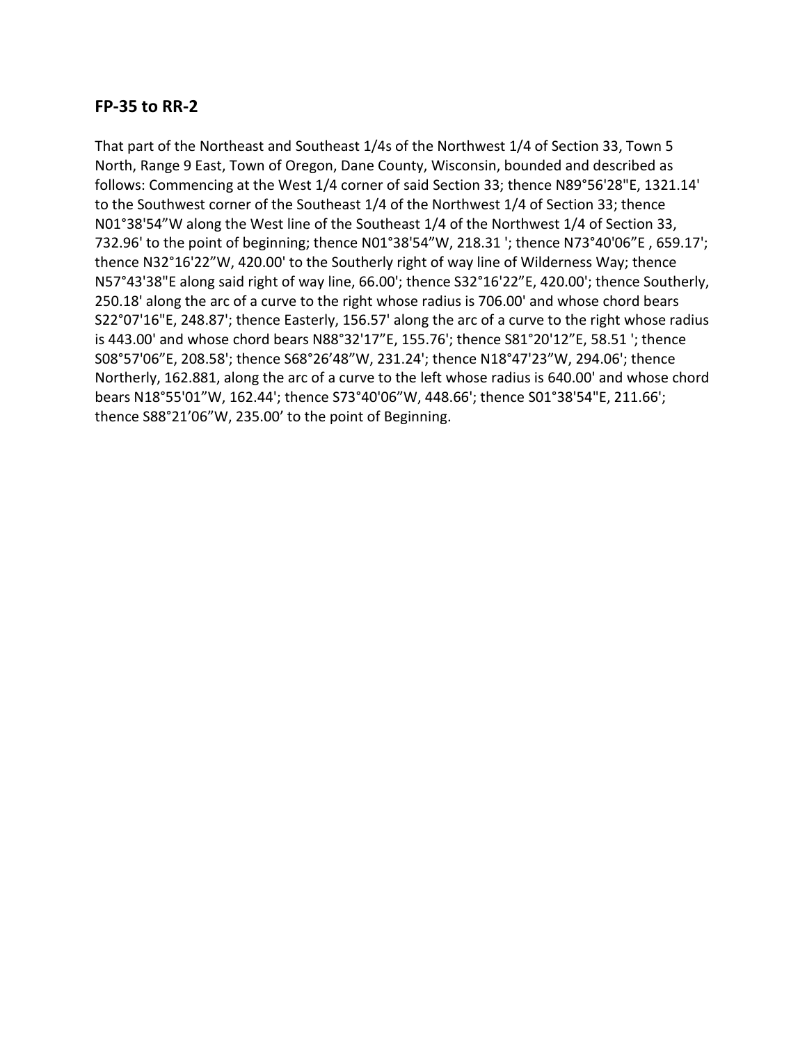## FP-35 to RR-2

That part of the Northeast and Southeast 1/4s of the Northwest 1/4 of Section 33, Town 5 North, Range 9 East, Town of Oregon, Dane County, Wisconsin, bounded and described as follows: Commencing at the West 1/4 corner of said Section 33; thence N89°56'28"E, 1321.14' to the Southwest corner of the Southeast 1/4 of the Northwest 1/4 of Section 33; thence N01°38'54"W along the West line of the Southeast 1/4 of the Northwest 1/4 of Section 33, 732.96' to the point of beginning; thence N01°38'54"W, 218.31 '; thence N73°40'06"E , 659.17'; thence N32°16'22"W, 420.00' to the Southerly right of way line of Wilderness Way; thence N57°43'38"E along said right of way line, 66.00'; thence S32°16'22"E, 420.00'; thence Southerly, 250.18' along the arc of a curve to the right whose radius is 706.00' and whose chord bears S22°07'16"E, 248.87'; thence Easterly, 156.57' along the arc of a curve to the right whose radius is 443.00' and whose chord bears N88°32'17"E, 155.76'; thence S81°20'12"E, 58.51 '; thence S08°57'06"E, 208.58'; thence S68°26'48"W, 231.24'; thence N18°47'23"W, 294.06'; thence Northerly, 162.881, along the arc of a curve to the left whose radius is 640.00' and whose chord bears N18°55'01"W, 162.44'; thence S73°40'06"W, 448.66'; thence S01°38'54"E, 211.66'; thence S88°21'06"W, 235.00' to the point of Beginning.